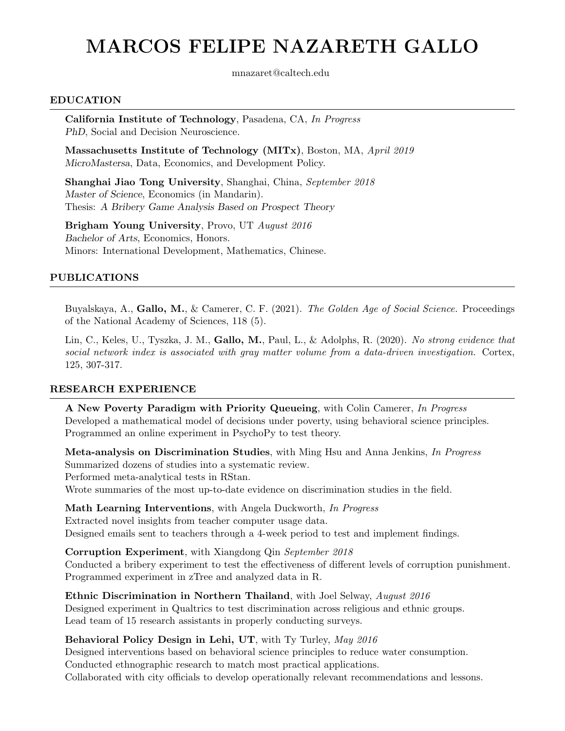# MARCOS FELIPE NAZARETH GALLO

mnazaret@caltech.edu

## EDUCATION

**California Institute of Technology**, Pasadena, CA, *In Progress*
*PhD*, Social and Decision Neuroscience.

**Massachusetts Institute of Technology (MITx)**, Boston, MA, *April 2019*
*MicroMastersa*, Data, Economics, and Development Policy.

**Shanghai Jiao Tong University**, Shanghai, China, *September 2018*
*Master of Science*, Economics (in Mandarin).
Thesis: *A Bribery Game Analysis Based on Prospect Theory*

**Brigham Young University**, Provo, UT *August 2016*
*Bachelor of Arts*, Economics, Honors.
Minors: International Development, Mathematics, Chinese.

## PUBLICATIONS

Buyalskaya, A., **Gallo, M.**, & Camerer, C. F. (2021). *The Golden Age of Social Science.* Proceedings of the National Academy of Sciences, 118 (5).

Lin, C., Keles, U., Tyszka, J. M., **Gallo, M.**, Paul, L., & Adolphs, R. (2020). *No strong evidence that social network index is associated with gray matter volume from a data-driven investigation.* Cortex, 125, 307-317.

## RESEARCH EXPERIENCE

**A New Poverty Paradigm with Priority Queueing**, with Colin Camerer, *In Progress*
Developed a mathematical model of decisions under poverty, using behavioral science principles.
Programmed an online experiment in PsychoPy to test theory.

**Meta-analysis on Discrimination Studies**, with Ming Hsu and Anna Jenkins, *In Progress*
Summarized dozens of studies into a systematic review.
Performed meta-analytical tests in RStan.
Wrote summaries of the most up-to-date evidence on discrimination studies in the field.

**Math Learning Interventions**, with Angela Duckworth, *In Progress*
Extracted novel insights from teacher computer usage data.
Designed emails sent to teachers through a 4-week period to test and implement findings.

**Corruption Experiment**, with Xiangdong Qin *September 2018*
Conducted a bribery experiment to test the effectiveness of different levels of corruption punishment.
Programmed experiment in zTree and analyzed data in R.

**Ethnic Discrimination in Northern Thailand**, with Joel Selway, *August 2016*
Designed experiment in Qualtrics to test discrimination across religious and ethnic groups.
Lead team of 15 research assistants in properly conducting surveys.

**Behavioral Policy Design in Lehi, UT**, with Ty Turley, *May 2016*
Designed interventions based on behavioral science principles to reduce water consumption.
Conducted ethnographic research to match most practical applications.
Collaborated with city officials to develop operationally relevant recommendations and lessons.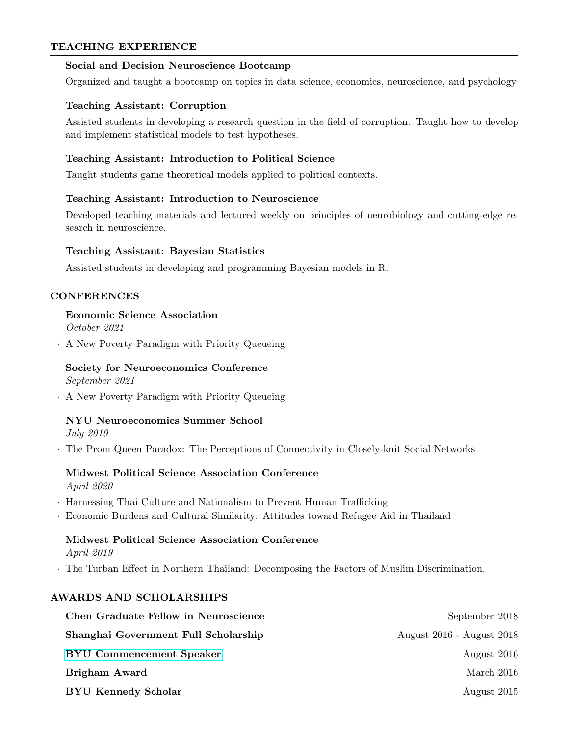## TEACHING EXPERIENCE

**Social and Decision Neuroscience Bootcamp**

Organized and taught a bootcamp on topics in data science, economics, neuroscience, and psychology.

**Teaching Assistant: Corruption**

Assisted students in developing a research question in the field of corruption. Taught how to develop and implement statistical models to test hypotheses.

**Teaching Assistant: Introduction to Political Science**

Taught students game theoretical models applied to political contexts.

**Teaching Assistant: Introduction to Neuroscience**

Developed teaching materials and lectured weekly on principles of neurobiology and cutting-edge research in neuroscience.

**Teaching Assistant: Bayesian Statistics**

Assisted students in developing and programming Bayesian models in R.

## CONFERENCES

**Economic Science Association**
*October 2021*

- A New Poverty Paradigm with Priority Queueing

**Society for Neuroeconomics Conference**
*September 2021*

- A New Poverty Paradigm with Priority Queueing

**NYU Neuroeconomics Summer School**
*July 2019*

- The Prom Queen Paradox: The Perceptions of Connectivity in Closely-knit Social Networks

**Midwest Political Science Association Conference**
*April 2020*

- Harnessing Thai Culture and Nationalism to Prevent Human Trafficking
- Economic Burdens and Cultural Similarity: Attitudes toward Refugee Aid in Thailand

**Midwest Political Science Association Conference**
*April 2019*

- The Turban Effect in Northern Thailand: Decomposing the Factors of Muslim Discrimination.

## AWARDS AND SCHOLARSHIPS

**Chen Graduate Fellow in Neuroscience** — September 2018

**Shanghai Government Full Scholarship** — August 2016 - August 2018

**BYU Commencement Speaker** — August 2016

**Brigham Award** — March 2016

**BYU Kennedy Scholar** — August 2015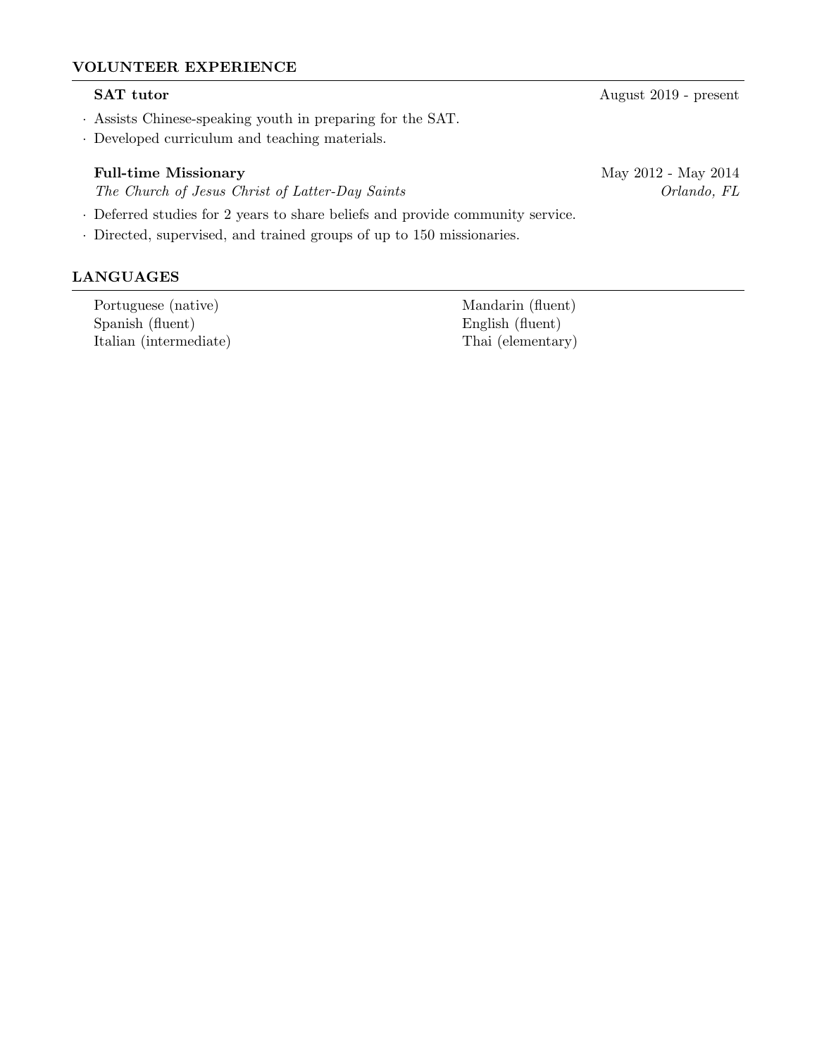## VOLUNTEER EXPERIENCE

**SAT tutor** — August 2019 - present

- Assists Chinese-speaking youth in preparing for the SAT.
- Developed curriculum and teaching materials.

**Full-time Missionary** — May 2012 - May 2014
*The Church of Jesus Christ of Latter-Day Saints* — *Orlando, FL*

- Deferred studies for 2 years to share beliefs and provide community service.
- Directed, supervised, and trained groups of up to 150 missionaries.

## LANGUAGES

Portuguese (native)
Spanish (fluent)
Italian (intermediate)
Mandarin (fluent)
English (fluent)
Thai (elementary)